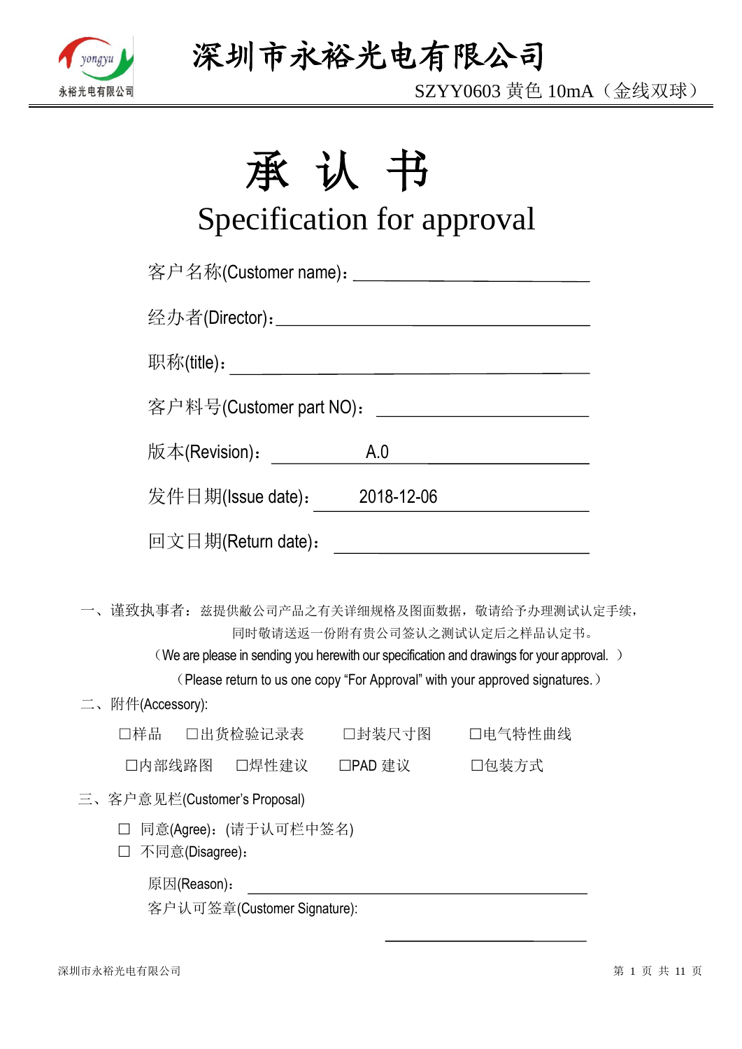# 承 认 书

## Specification for approval

客户名称(Customer name)：______________________

经办者(Director)：______________________

职称(title)：______________________

客户料号(Customer part NO)：______________________

版本(Revision)： A.0

发件日期(Issue date)： 2018-12-06

回文日期(Return date)：______________________

一、谨致执事者：兹提供敝公司产品之有关详细规格及图面数据，敬请给予办理测试认定手续，同时敬请送返一份附有贵公司签认之测试认定后之样品认定书。

（We are please in sending you herewith our specification and drawings for your approval. ）

（Please return to us one copy “For Approval” with your approved signatures.）

二、附件(Accessory):

□样品 □出货检验记录表 □封装尺寸图 □电气特性曲线

□内部线路图 □焊性建议 □PAD 建议 □包装方式

三、客户意见栏(Customer’s Proposal)

□ 同意(Agree)：(请于认可栏中签名)

□ 不同意(Disagree)：

原因(Reason)：______________________

客户认可签章(Customer Signature):

______________________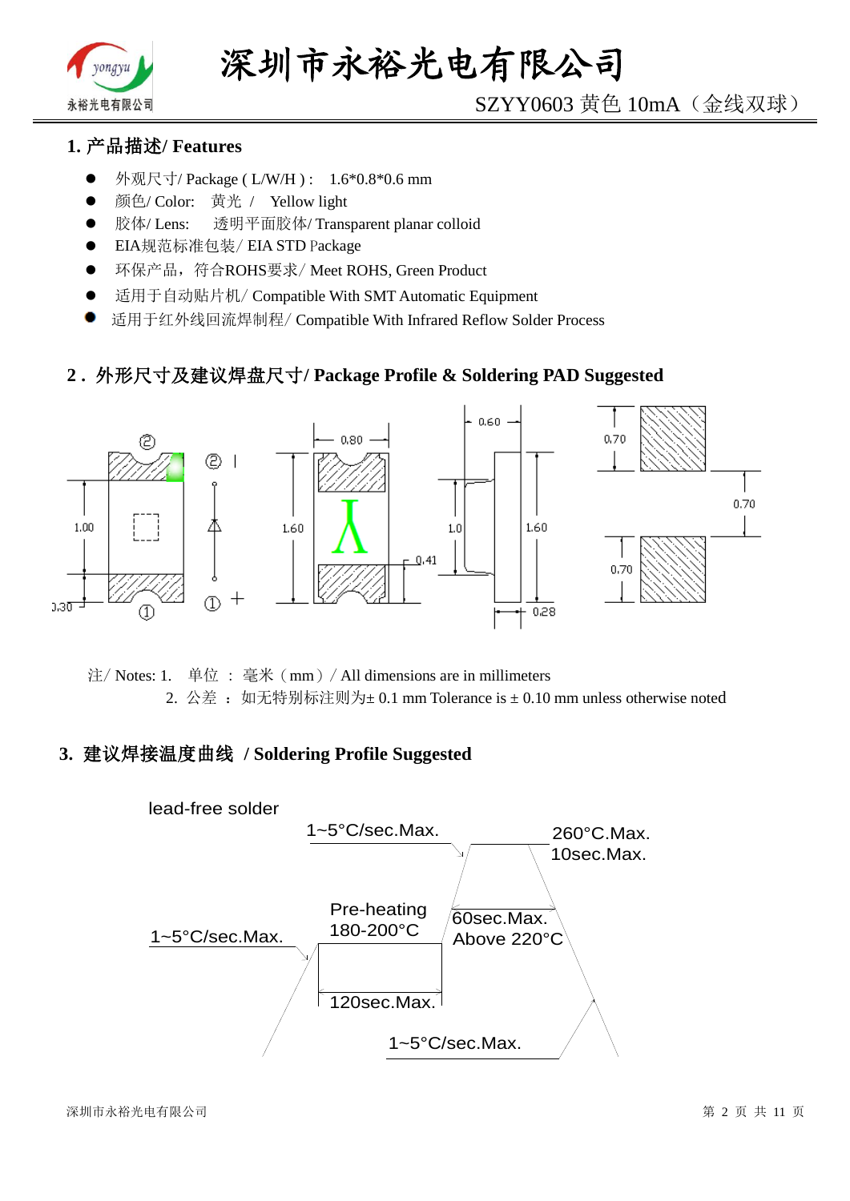## 1. 产品描述/ Features

- 外观尺寸/ Package ( L/W/H ) :　1.6*0.8*0.6 mm
- 颜色/ Color:　黄光　/　Yellow light
- 胶体/ Lens:　　透明平面胶体/ Transparent planar colloid
- EIA规范标准包装/ EIA STD Package
- 环保产品，符合ROHS要求/ Meet ROHS, Green Product
- 适用于自动贴片机/ Compatible With SMT Automatic Equipment
- 适用于红外线回流焊制程/ Compatible With Infrared Reflow Solder Process

## 2．外形尺寸及建议焊盘尺寸/ Package Profile & Soldering PAD Suggested

注/ Notes: 1.　单位 ： 毫米（mm）/ All dimensions are in millimeters

2.　公差 ： 如无特别标注则为± 0.1 mm Tolerance is ± 0.10 mm unless otherwise noted

## 3. 建议焊接温度曲线　/ Soldering Profile Suggested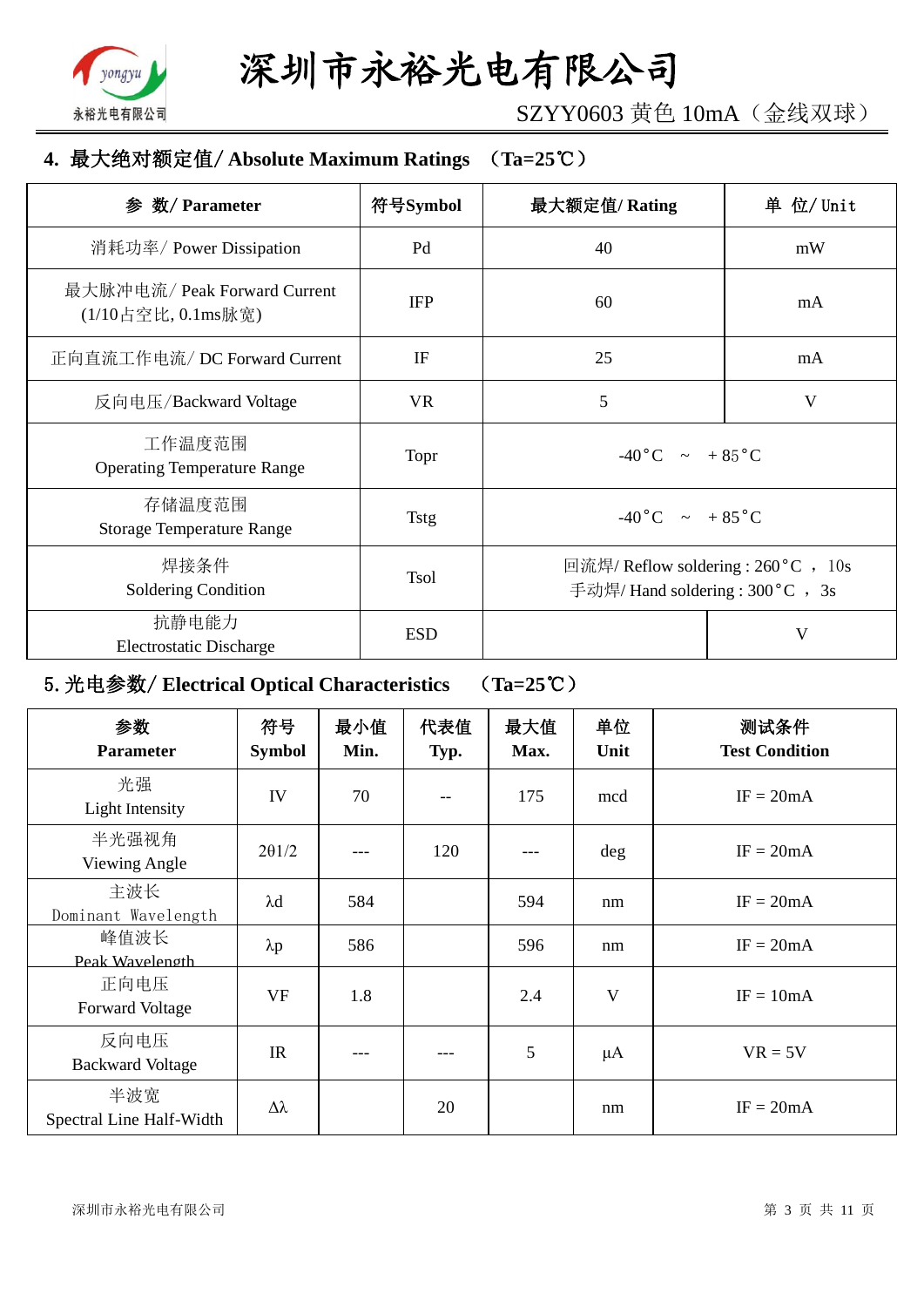## 4. 最大绝对额定值/ Absolute Maximum Ratings （Ta=25℃）

| 参 数/ Parameter | 符号Symbol | 最大额定值/ Rating | 单 位/ Unit |
|---|---|---|---|
| 消耗功率/ Power Dissipation | Pd | 40 | mW |
| 最大脉冲电流/ Peak Forward Current (1/10占空比, 0.1ms脉宽) | IFP | 60 | mA |
| 正向直流工作电流/ DC Forward Current | IF | 25 | mA |
| 反向电压/Backward Voltage | VR | 5 | V |
| 工作温度范围 Operating Temperature Range | Topr | -40°C ~ +85°C | |
| 存储温度范围 Storage Temperature Range | Tstg | -40°C ~ +85°C | |
| 焊接条件 Soldering Condition | Tsol | 回流焊/ Reflow soldering : 260°C ， 10s<br>手动焊/ Hand soldering : 300°C ， 3s | |
| 抗静电能力 Electrostatic Discharge | ESD | | V |

## 5. 光电参数/ Electrical Optical Characteristics （Ta=25℃）

| 参数 Parameter | 符号 Symbol | 最小值 Min. | 代表值 Typ. | 最大值 Max. | 单位 Unit | 测试条件 Test Condition |
|---|---|---|---|---|---|---|
| 光强 Light Intensity | IV | 70 | -- | 175 | mcd | IF = 20mA |
| 半光强视角 Viewing Angle | 2θ1/2 | --- | 120 | --- | deg | IF = 20mA |
| 主波长 Dominant Wavelength | λd | 584 | | 594 | nm | IF = 20mA |
| 峰值波长 Peak Wavelength | λp | 586 | | 596 | nm | IF = 20mA |
| 正向电压 Forward Voltage | VF | 1.8 | | 2.4 | V | IF = 10mA |
| 反向电压 Backward Voltage | IR | --- | --- | 5 | μA | VR = 5V |
| 半波宽 Spectral Line Half-Width | Δλ | | 20 | | nm | IF = 20mA |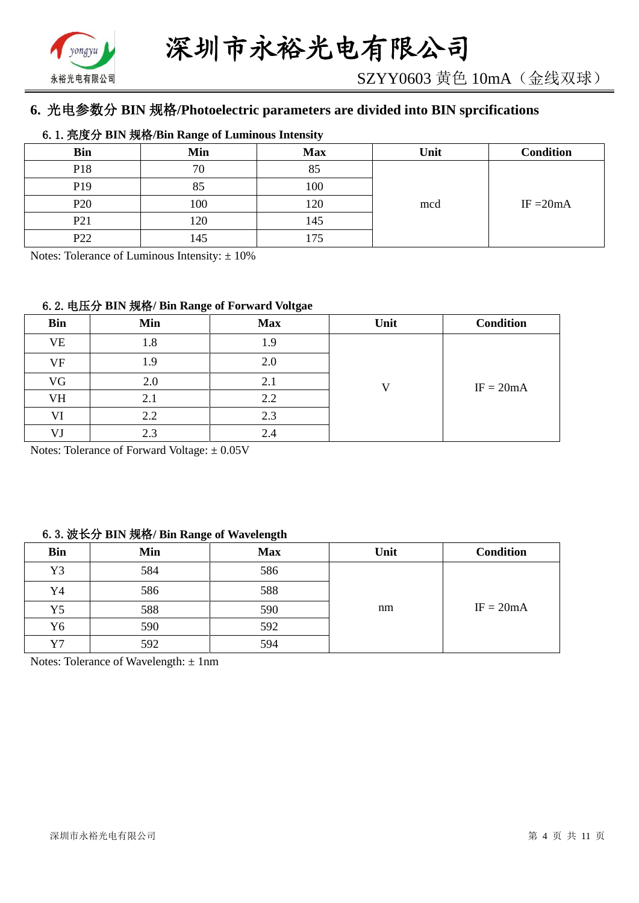## 6. 光电参数分 BIN 规格/Photoelectric parameters are divided into BIN sprcifications

### 6.1. 亮度分 BIN 规格/Bin Range of Luminous Intensity

| Bin | Min | Max | Unit | Condition |
|---|---|---|---|---|
| P18 | 70 | 85 | mcd | IF =20mA |
| P19 | 85 | 100 | | |
| P20 | 100 | 120 | | |
| P21 | 120 | 145 | | |
| P22 | 145 | 175 | | |

Notes: Tolerance of Luminous Intensity: ± 10%

### 6.2. 电压分 BIN 规格/ Bin Range of Forward Voltgae

| Bin | Min | Max | Unit | Condition |
|---|---|---|---|---|
| VE | 1.8 | 1.9 | V | IF = 20mA |
| VF | 1.9 | 2.0 | | |
| VG | 2.0 | 2.1 | | |
| VH | 2.1 | 2.2 | | |
| VI | 2.2 | 2.3 | | |
| VJ | 2.3 | 2.4 | | |

Notes: Tolerance of Forward Voltage: ± 0.05V

### 6.3. 波长分 BIN 规格/ Bin Range of Wavelength

| Bin | Min | Max | Unit | Condition |
|---|---|---|---|---|
| Y3 | 584 | 586 | nm | IF = 20mA |
| Y4 | 586 | 588 | | |
| Y5 | 588 | 590 | | |
| Y6 | 590 | 592 | | |
| Y7 | 592 | 594 | | |

Notes: Tolerance of Wavelength: ± 1nm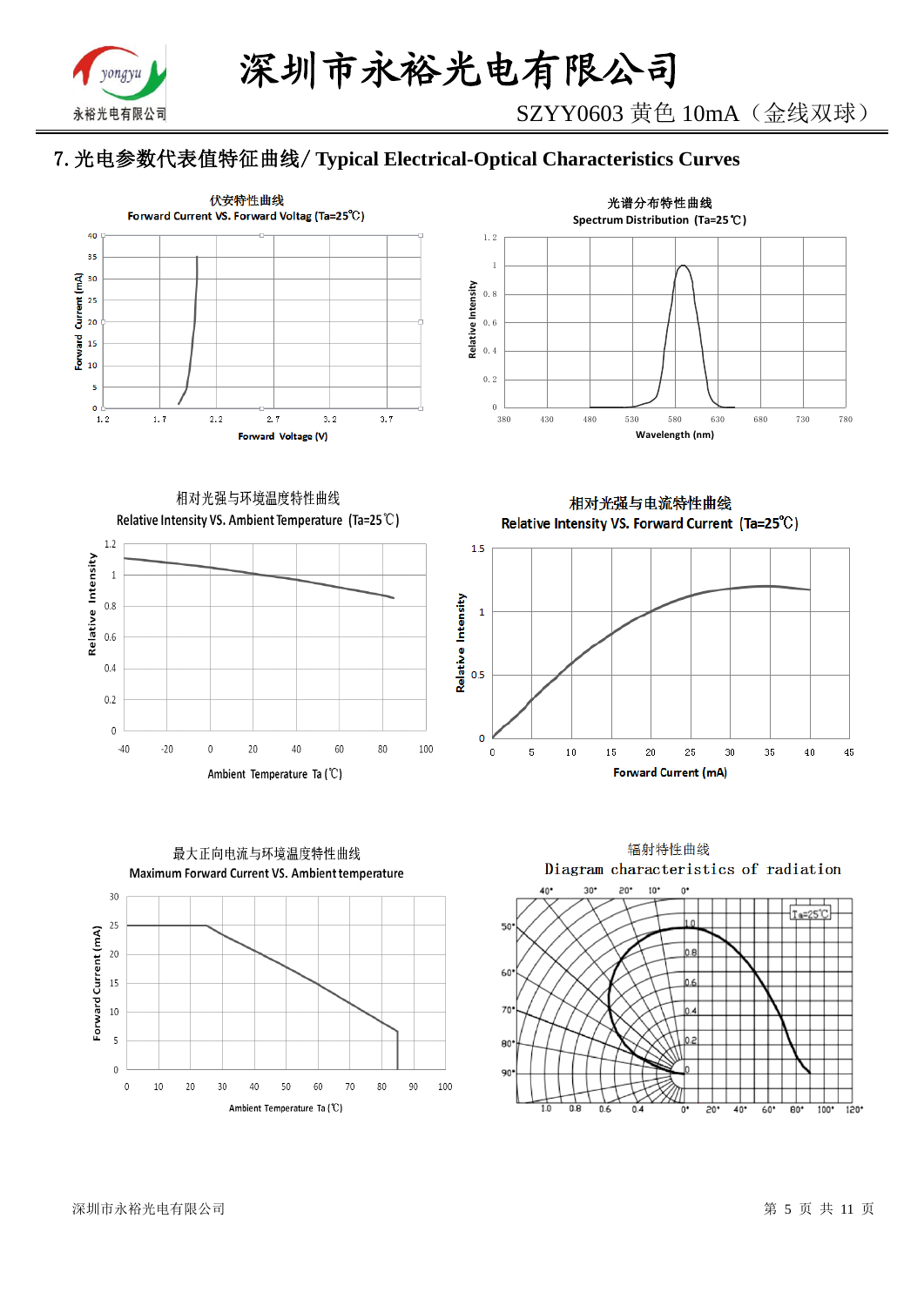## 7. 光电参数代表值特征曲线/ Typical Electrical-Optical Characteristics Curves

伏安特性曲线
Forward Current VS. Forward Voltag (Ta=25℃)

光谱分布特性曲线
Spectrum Distribution (Ta=25℃)

相对光强与环境温度特性曲线
Relative Intensity VS. Ambient Temperature (Ta=25℃)

相对光强与电流特性曲线
Relative Intensity VS. Forward Current (Ta=25℃)

最大正向电流与环境温度特性曲线
Maximum Forward Current VS. Ambient temperature

辐射特性曲线
Diagram characteristics of radiation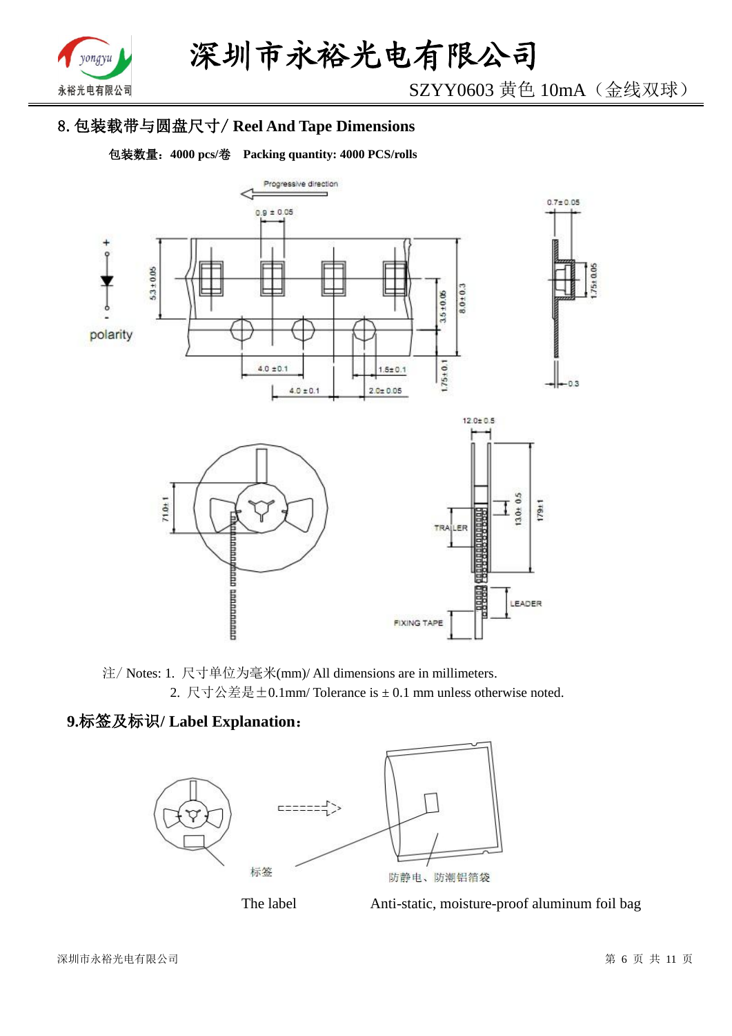## 8. 包装载带与圆盘尺寸/ Reel And Tape Dimensions

**包装数量：4000 pcs/卷　Packing quantity: 4000 PCS/rolls**

注/ Notes: 1. 尺寸单位为毫米(mm)/ All dimensions are in millimeters.

2. 尺寸公差是±0.1mm/ Tolerance is ± 0.1 mm unless otherwise noted.

## 9.标签及标识/ Label Explanation：

标签　　防静电、防潮铝箔袋

The label　　Anti-static, moisture-proof aluminum foil bag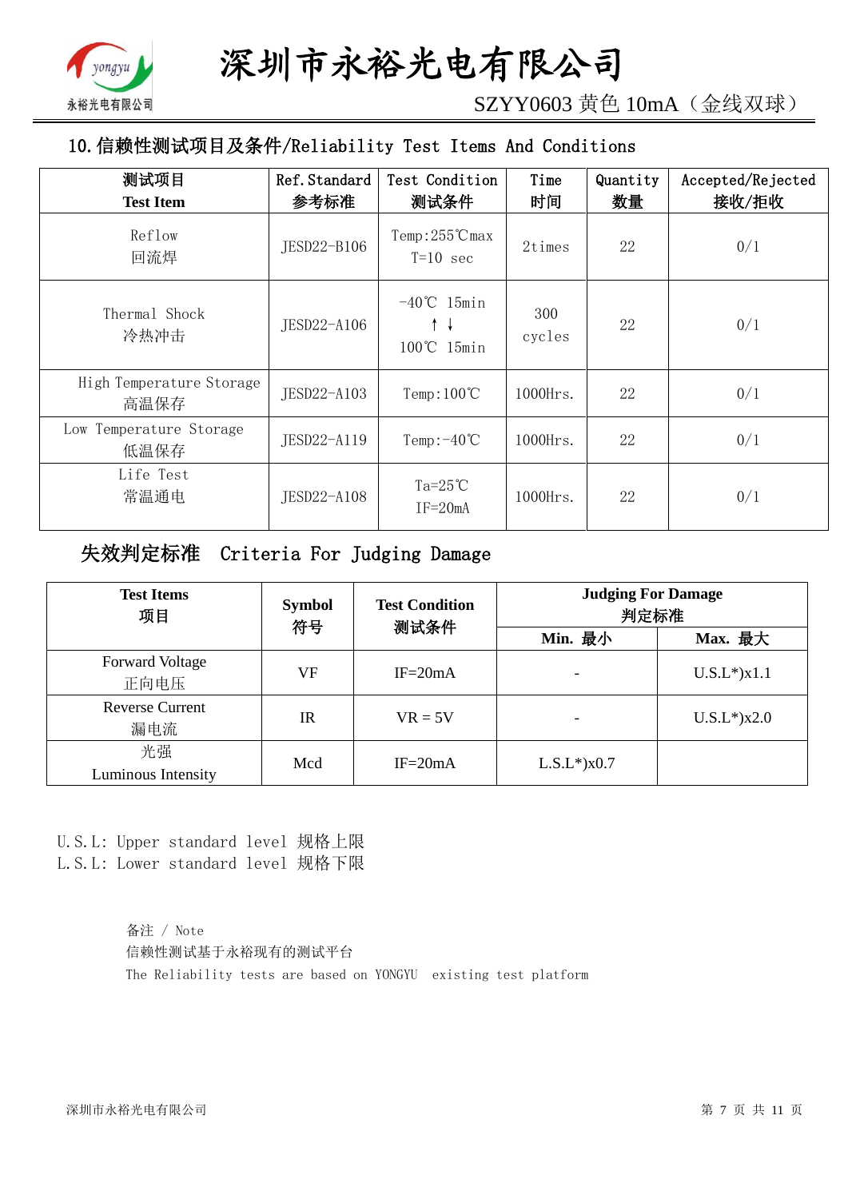## 10. 信赖性测试项目及条件/Reliability Test Items And Conditions

| 测试项目<br>Test Item | Ref. Standard<br>参考标准 | Test Condition<br>测试条件 | Time<br>时间 | Quantity<br>数量 | Accepted/Rejected<br>接收/拒收 |
|---|---|---|---|---|---|
| Reflow<br>回流焊 | JESD22-B106 | Temp:255℃max<br>T=10 sec | 2times | 22 | 0/1 |
| Thermal Shock<br>冷热冲击 | JESD22-A106 | -40℃ 15min<br>↑ ↓<br>100℃ 15min | 300<br>cycles | 22 | 0/1 |
| High Temperature Storage<br>高温保存 | JESD22-A103 | Temp:100℃ | 1000Hrs. | 22 | 0/1 |
| Low Temperature Storage<br>低温保存 | JESD22-A119 | Temp:-40℃ | 1000Hrs. | 22 | 0/1 |
| Life Test<br>常温通电 | JESD22-A108 | Ta=25℃<br>IF=20mA | 1000Hrs. | 22 | 0/1 |

### 失效判定标准 Criteria For Judging Damage

| Test Items<br>项目 | Symbol<br>符号 | Test Condition<br>测试条件 | Judging For Damage<br>判定标准 | |
|---|---|---|---|---|
| | | | Min. 最小 | Max. 最大 |
| Forward Voltage<br>正向电压 | VF | IF=20mA | - | U.S.L*)x1.1 |
| Reverse Current<br>漏电流 | IR | VR = 5V | - | U.S.L*)x2.0 |
| 光强<br>Luminous Intensity | Mcd | IF=20mA | L.S.L*)x0.7 | |

U.S.L: Upper standard level 规格上限  
L.S.L: Lower standard level 规格下限

备注 / Note  
信赖性测试基于永裕现有的测试平台  
The Reliability tests are based on YONGYU existing test platform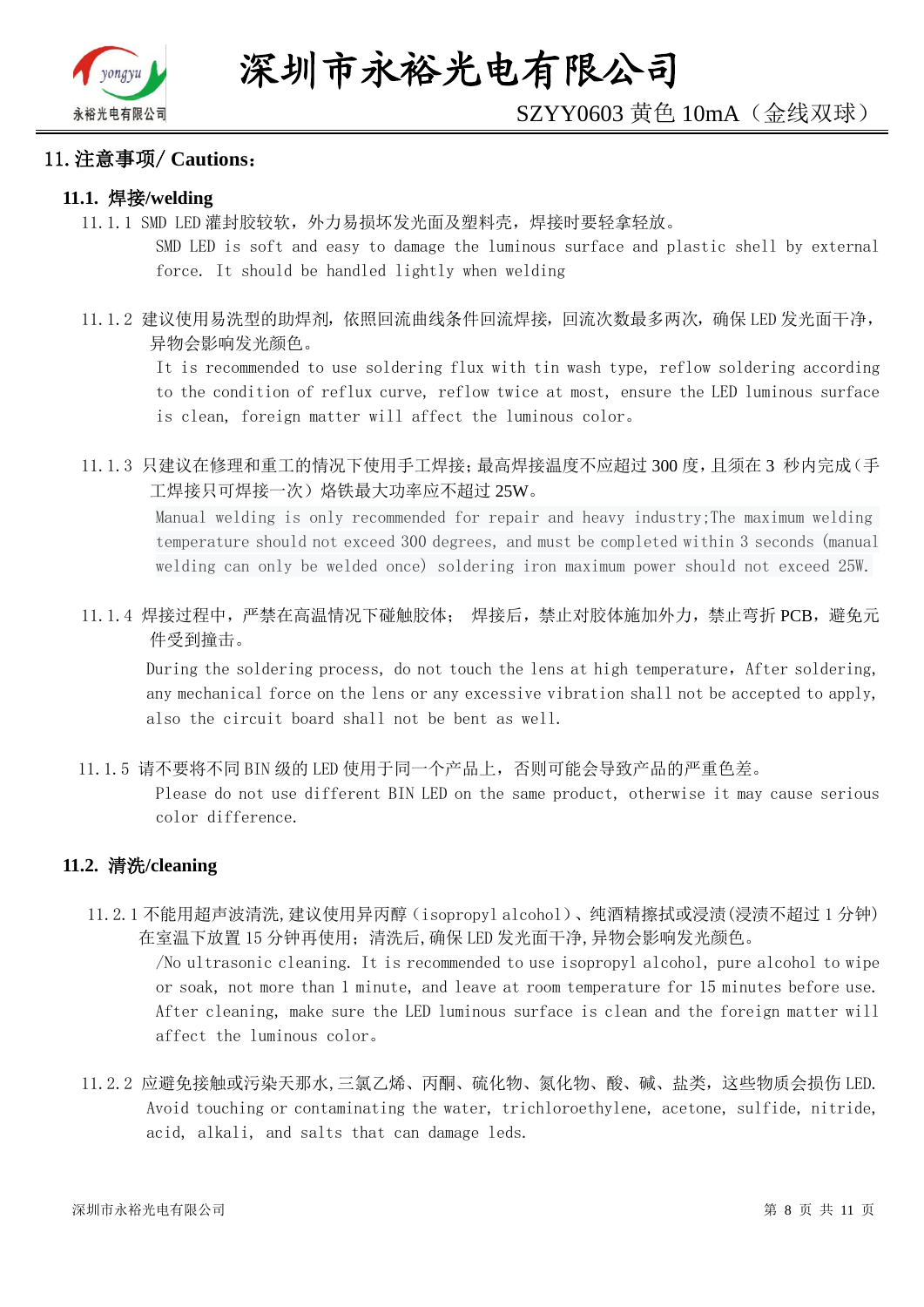## 11. 注意事项/ Cautions：

### 11.1. 焊接/welding

11.1.1 SMD LED 灌封胶较软，外力易损坏发光面及塑料壳，焊接时要轻拿轻放。

SMD LED is soft and easy to damage the luminous surface and plastic shell by external force. It should be handled lightly when welding

11.1.2 建议使用易洗型的助焊剂，依照回流曲线条件回流焊接，回流次数最多两次，确保 LED 发光面干净，异物会影响发光颜色。

It is recommended to use soldering flux with tin wash type, reflow soldering according to the condition of reflux curve, reflow twice at most, ensure the LED luminous surface is clean, foreign matter will affect the luminous color。

11.1.3 只建议在修理和重工的情况下使用手工焊接；最高焊接温度不应超过 300 度，且须在 3 秒内完成（手工焊接只可焊接一次）烙铁最大功率应不超过 25W。

Manual welding is only recommended for repair and heavy industry;The maximum welding temperature should not exceed 300 degrees, and must be completed within 3 seconds (manual welding can only be welded once) soldering iron maximum power should not exceed 25W.

11.1.4 焊接过程中，严禁在高温情况下碰触胶体； 焊接后，禁止对胶体施加外力，禁止弯折 PCB，避免元件受到撞击。

During the soldering process, do not touch the lens at high temperature, After soldering, any mechanical force on the lens or any excessive vibration shall not be accepted to apply, also the circuit board shall not be bent as well.

11.1.5 请不要将不同 BIN 级的 LED 使用于同一个产品上，否则可能会导致产品的严重色差。

Please do not use different BIN LED on the same product, otherwise it may cause serious color difference.

### 11.2. 清洗/cleaning

11.2.1 不能用超声波清洗,建议使用异丙醇（isopropyl alcohol）、纯酒精擦拭或浸渍(浸渍不超过 1 分钟)在室温下放置 15 分钟再使用；清洗后,确保 LED 发光面干净,异物会影响发光颜色。

/No ultrasonic cleaning. It is recommended to use isopropyl alcohol, pure alcohol to wipe or soak, not more than 1 minute, and leave at room temperature for 15 minutes before use. After cleaning, make sure the LED luminous surface is clean and the foreign matter will affect the luminous color。

11.2.2 应避免接触或污染天那水,三氯乙烯、丙酮、硫化物、氮化物、酸、碱、盐类，这些物质会损伤 LED.

Avoid touching or contaminating the water, trichloroethylene, acetone, sulfide, nitride, acid, alkali, and salts that can damage leds.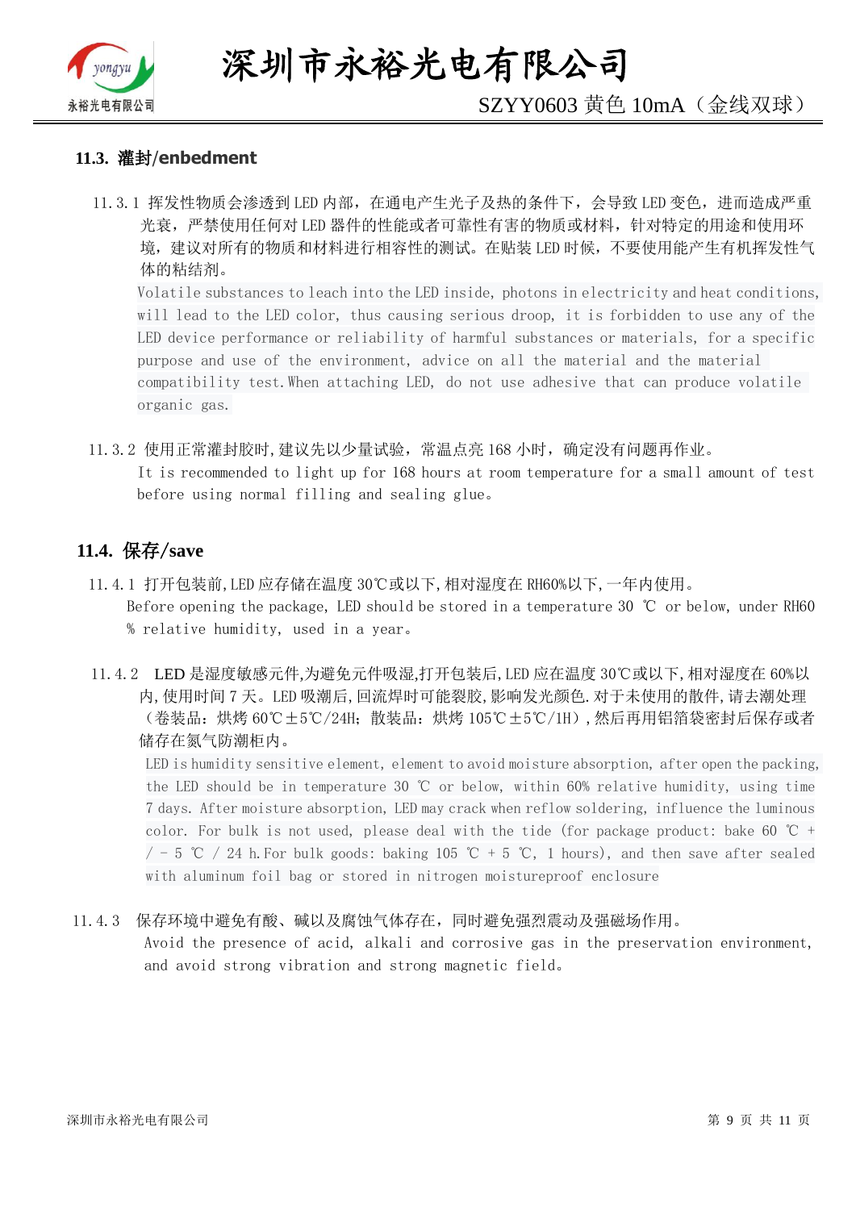### 11.3. 灌封/enbedment

11.3.1 挥发性物质会渗透到 LED 内部，在通电产生光子及热的条件下，会导致 LED 变色，进而造成严重光衰，严禁使用任何对 LED 器件的性能或者可靠性有害的物质或材料，针对特定的用途和使用环境，建议对所有的物质和材料进行相容性的测试。在贴装 LED 时候，不要使用能产生有机挥发性气体的粘结剂。

Volatile substances to leach into the LED inside, photons in electricity and heat conditions, will lead to the LED color, thus causing serious droop, it is forbidden to use any of the LED device performance or reliability of harmful substances or materials, for a specific purpose and use of the environment, advice on all the material and the material compatibility test.When attaching LED, do not use adhesive that can produce volatile organic gas.

11.3.2 使用正常灌封胶时,建议先以少量试验，常温点亮 168 小时，确定没有问题再作业。

It is recommended to light up for 168 hours at room temperature for a small amount of test before using normal filling and sealing glue。

### 11.4. 保存/save

11.4.1 打开包装前,LED 应存储在温度 30℃或以下,相对湿度在 RH60%以下,一年内使用。

Before opening the package, LED should be stored in a temperature 30 ℃ or below, under RH60 % relative humidity, used in a year。

11.4.2 LED 是湿度敏感元件,为避免元件吸湿,打开包装后,LED 应在温度 30℃或以下,相对湿度在 60%以内,使用时间 7 天。LED 吸潮后,回流焊时可能裂胶,影响发光颜色.对于未使用的散件,请去潮处理（卷装品：烘烤 60℃±5℃/24H；散装品：烘烤 105℃±5℃/1H）,然后再用铝箔袋密封后保存或者储存在氮气防潮柜内。

LED is humidity sensitive element, element to avoid moisture absorption, after open the packing, the LED should be in temperature 30 ℃ or below, within 60% relative humidity, using time 7 days. After moisture absorption, LED may crack when reflow soldering, influence the luminous color. For bulk is not used, please deal with the tide (for package product: bake 60 ℃ + / - 5 ℃ / 24 h.For bulk goods: baking 105 ℃ + 5 ℃, 1 hours), and then save after sealed with aluminum foil bag or stored in nitrogen moistureproof enclosure

11.4.3 保存环境中避免有酸、碱以及腐蚀气体存在，同时避免强烈震动及强磁场作用。

Avoid the presence of acid, alkali and corrosive gas in the preservation environment, and avoid strong vibration and strong magnetic field。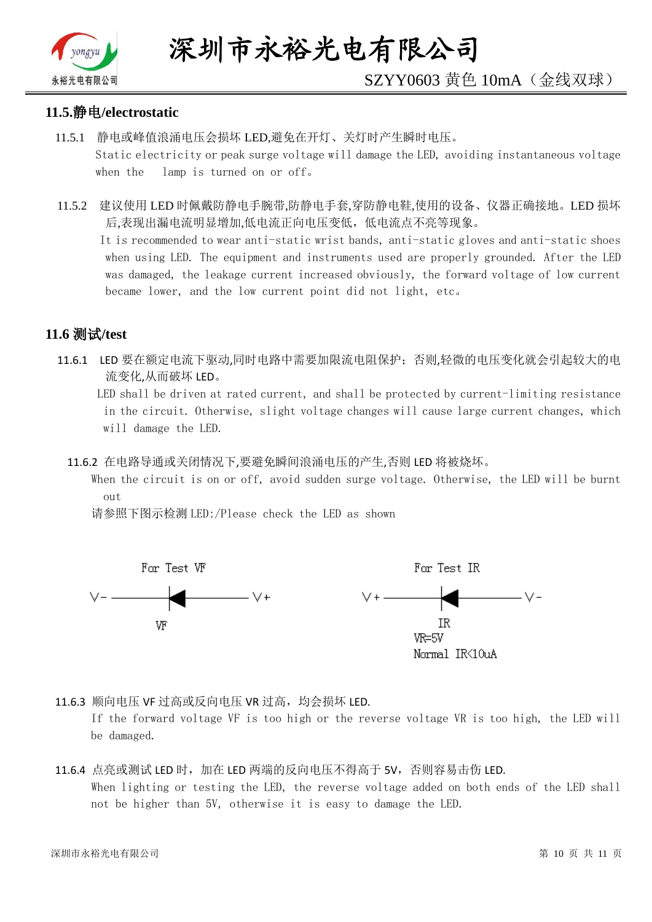## 11.5.静电/electrostatic

11.5.1 静电或峰值浪涌电压会损坏 LED,避免在开灯、关灯时产生瞬时电压。
Static electricity or peak surge voltage will damage the LED, avoiding instantaneous voltage when the lamp is turned on or off。

11.5.2 建议使用 LED 时佩戴防静电手腕带,防静电手套,穿防静电鞋,使用的设备、仪器正确接地。LED 损坏后,表现出漏电流明显增加,低电流正向电压变低，低电流点不亮等现象。
It is recommended to wear anti-static wrist bands, anti-static gloves and anti-static shoes when using LED. The equipment and instruments used are properly grounded. After the LED was damaged, the leakage current increased obviously, the forward voltage of low current became lower, and the low current point did not light, etc。

## 11.6 测试/test

11.6.1 LED 要在额定电流下驱动,同时电路中需要加限流电阻保护；否则,轻微的电压变化就会引起较大的电流变化,从而破坏 LED。
LED shall be driven at rated current, and shall be protected by current-limiting resistance in the circuit. Otherwise, slight voltage changes will cause large current changes, which will damage the LED.

11.6.2 在电路导通或关闭情况下,要避免瞬间浪涌电压的产生,否则 LED 将被烧坏。
When the circuit is on or off, avoid sudden surge voltage. Otherwise, the LED will be burnt out
请参照下图示检测 LED:/Please check the LED as shown

For Test VF: V- ——◄|—— V+ (VF)

For Test IR: V+ ——◄|—— V- (IR, VR=5V, Normal IR<10uA)

11.6.3 顺向电压 VF 过高或反向电压 VR 过高，均会损坏 LED.
If the forward voltage VF is too high or the reverse voltage VR is too high, the LED will be damaged.

11.6.4 点亮或测试 LED 时，加在 LED 两端的反向电压不得高于 5V，否则容易击伤 LED.
When lighting or testing the LED, the reverse voltage added on both ends of the LED shall not be higher than 5V, otherwise it is easy to damage the LED.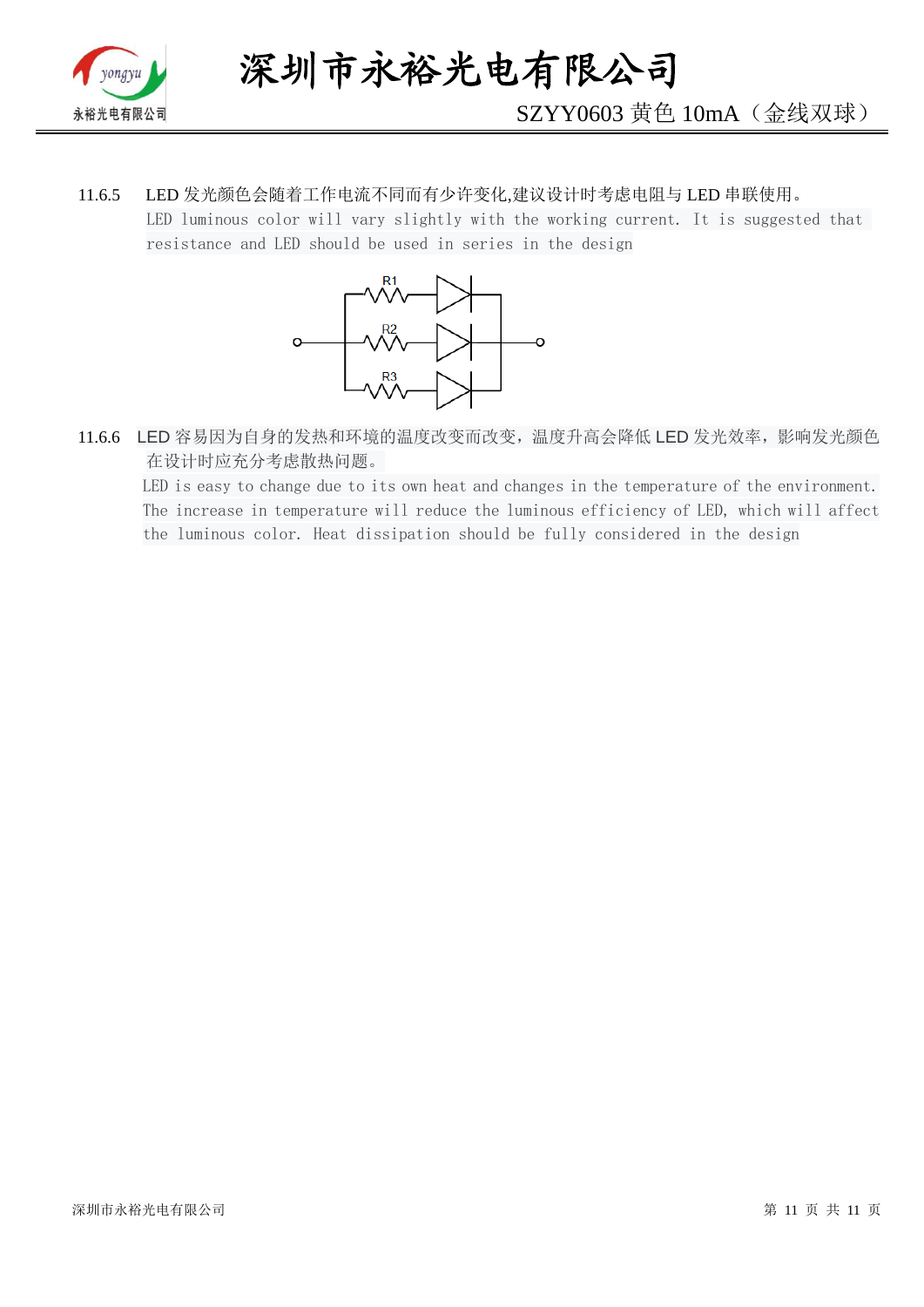11.6.5 LED 发光颜色会随着工作电流不同而有少许变化,建议设计时考虑电阻与 LED 串联使用。

LED luminous color will vary slightly with the working current. It is suggested that resistance and LED should be used in series in the design

R1

R2

R3

11.6.6 LED 容易因为自身的发热和环境的温度改变而改变，温度升高会降低 LED 发光效率，影响发光颜色在设计时应充分考虑散热问题。

LED is easy to change due to its own heat and changes in the temperature of the environment. The increase in temperature will reduce the luminous efficiency of LED, which will affect the luminous color. Heat dissipation should be fully considered in the design